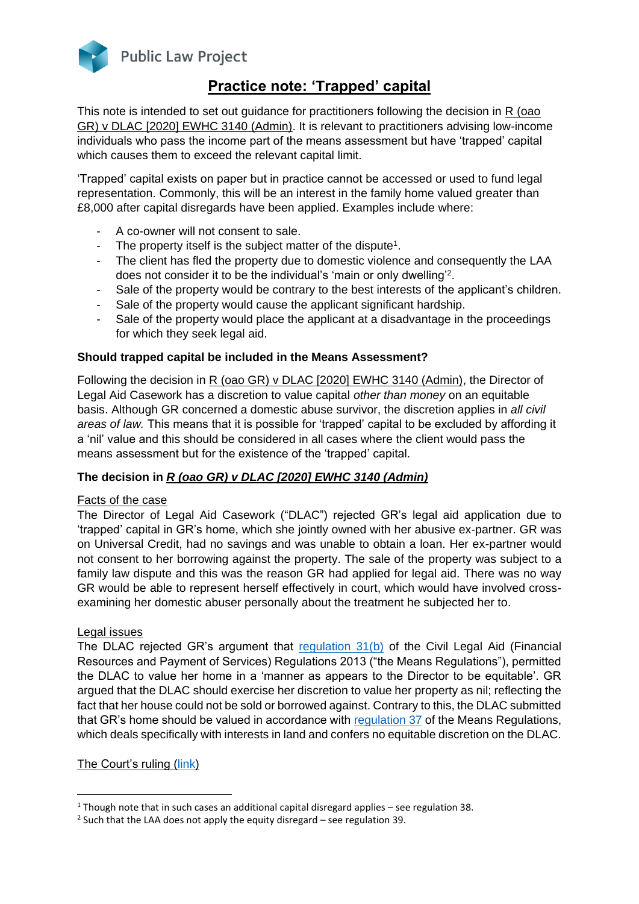Public Law Project

# Practice note: 'Trapped' capital

This note is intended to set out guidance for practitioners following the decision in R (oao GR) v DLAC [2020] EWHC 3140 (Admin). It is relevant to practitioners advising low-income individuals who pass the income part of the means assessment but have 'trapped' capital which causes them to exceed the relevant capital limit.

'Trapped' capital exists on paper but in practice cannot be accessed or used to fund legal representation. Commonly, this will be an interest in the family home valued greater than £8,000 after capital disregards have been applied. Examples include where:

- A co-owner will not consent to sale.
- The property itself is the subject matter of the dispute[1].
- The client has fled the property due to domestic violence and consequently the LAA does not consider it to be the individual's 'main or only dwelling'[2].
- Sale of the property would be contrary to the best interests of the applicant's children.
- Sale of the property would cause the applicant significant hardship.
- Sale of the property would place the applicant at a disadvantage in the proceedings for which they seek legal aid.

**Should trapped capital be included in the Means Assessment?**

Following the decision in R (oao GR) v DLAC [2020] EWHC 3140 (Admin), the Director of Legal Aid Casework has a discretion to value capital *other than money* on an equitable basis. Although GR concerned a domestic abuse survivor, the discretion applies in *all civil areas of law.* This means that it is possible for 'trapped' capital to be excluded by affording it a 'nil' value and this should be considered in all cases where the client would pass the means assessment but for the existence of the 'trapped' capital.

**The decision in *R (oao GR) v DLAC [2020] EWHC 3140 (Admin)***

Facts of the case

The Director of Legal Aid Casework ("DLAC") rejected GR's legal aid application due to 'trapped' capital in GR's home, which she jointly owned with her abusive ex-partner. GR was on Universal Credit, had no savings and was unable to obtain a loan. Her ex-partner would not consent to her borrowing against the property. The sale of the property was subject to a family law dispute and this was the reason GR had applied for legal aid. There was no way GR would be able to represent herself effectively in court, which would have involved cross-examining her domestic abuser personally about the treatment he subjected her to.

Legal issues

The DLAC rejected GR's argument that regulation 31(b) of the Civil Legal Aid (Financial Resources and Payment of Services) Regulations 2013 ("the Means Regulations"), permitted the DLAC to value her home in a 'manner as appears to the Director to be equitable'. GR argued that the DLAC should exercise her discretion to value her property as nil; reflecting the fact that her house could not be sold or borrowed against. Contrary to this, the DLAC submitted that GR's home should be valued in accordance with regulation 37 of the Means Regulations, which deals specifically with interests in land and confers no equitable discretion on the DLAC.

The Court's ruling (link)

[1] Though note that in such cases an additional capital disregard applies – see regulation 38.

[2] Such that the LAA does not apply the equity disregard – see regulation 39.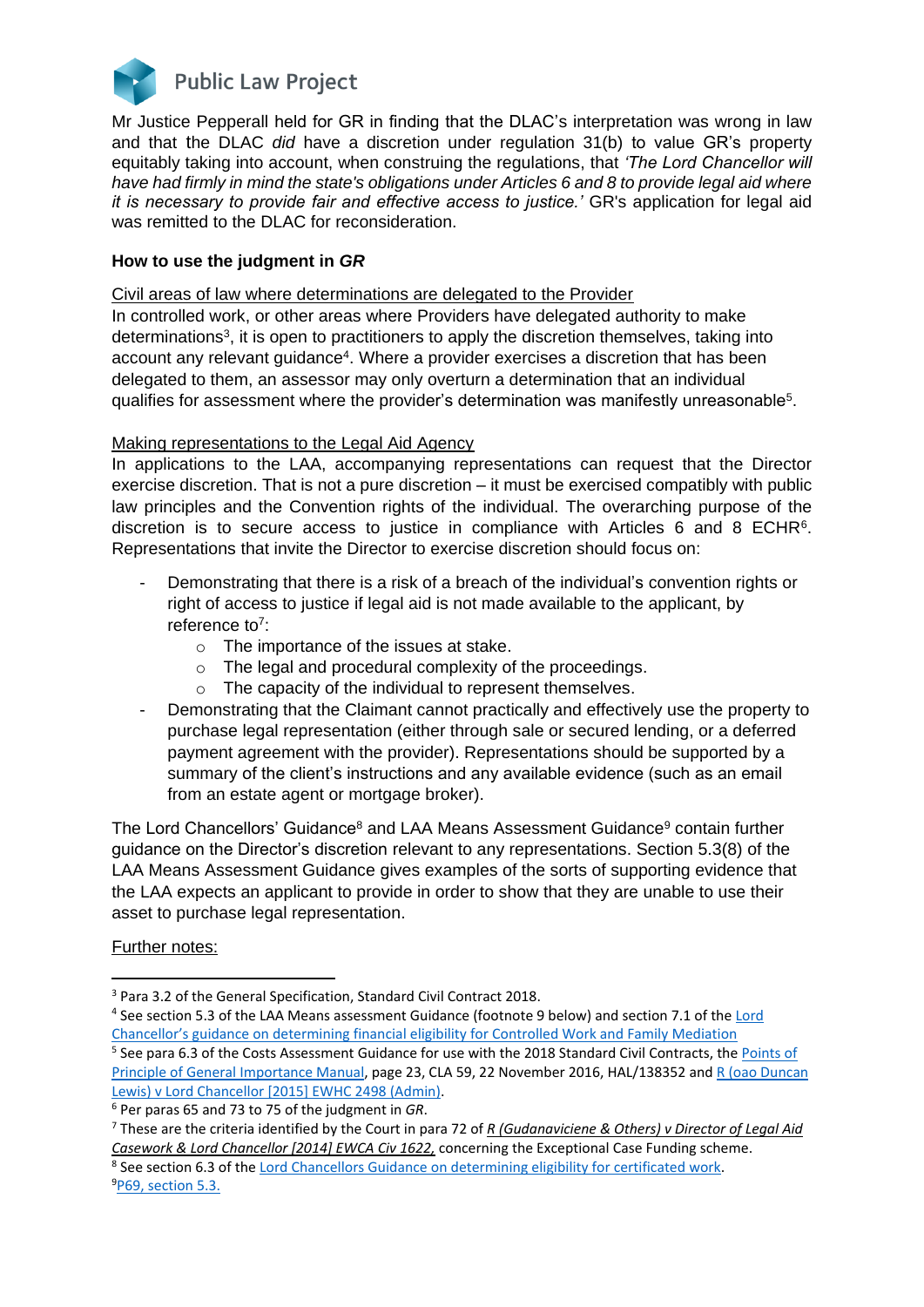Mr Justice Pepperall held for GR in finding that the DLAC's interpretation was wrong in law and that the DLAC *did* have a discretion under regulation 31(b) to value GR's property equitably taking into account, when construing the regulations, that *'The Lord Chancellor will have had firmly in mind the state's obligations under Articles 6 and 8 to provide legal aid where it is necessary to provide fair and effective access to justice.'* GR's application for legal aid was remitted to the DLAC for reconsideration.

**How to use the judgment in *GR***

Civil areas of law where determinations are delegated to the Provider

In controlled work, or other areas where Providers have delegated authority to make determinations[3], it is open to practitioners to apply the discretion themselves, taking into account any relevant guidance[4]. Where a provider exercises a discretion that has been delegated to them, an assessor may only overturn a determination that an individual qualifies for assessment where the provider's determination was manifestly unreasonable[5].

Making representations to the Legal Aid Agency

In applications to the LAA, accompanying representations can request that the Director exercise discretion. That is not a pure discretion – it must be exercised compatibly with public law principles and the Convention rights of the individual. The overarching purpose of the discretion is to secure access to justice in compliance with Articles 6 and 8 ECHR[6]. Representations that invite the Director to exercise discretion should focus on:

- Demonstrating that there is a risk of a breach of the individual's convention rights or right of access to justice if legal aid is not made available to the applicant, by reference to[7]:
  - The importance of the issues at stake.
  - The legal and procedural complexity of the proceedings.
  - The capacity of the individual to represent themselves.
- Demonstrating that the Claimant cannot practically and effectively use the property to purchase legal representation (either through sale or secured lending, or a deferred payment agreement with the provider). Representations should be supported by a summary of the client's instructions and any available evidence (such as an email from an estate agent or mortgage broker).

The Lord Chancellors' Guidance[8] and LAA Means Assessment Guidance[9] contain further guidance on the Director's discretion relevant to any representations. Section 5.3(8) of the LAA Means Assessment Guidance gives examples of the sorts of supporting evidence that the LAA expects an applicant to provide in order to show that they are unable to use their asset to purchase legal representation.

Further notes:

---

[3] Para 3.2 of the General Specification, Standard Civil Contract 2018.

[4] See section 5.3 of the LAA Means assessment Guidance (footnote 9 below) and section 7.1 of the Lord Chancellor's guidance on determining financial eligibility for Controlled Work and Family Mediation

[5] See para 6.3 of the Costs Assessment Guidance for use with the 2018 Standard Civil Contracts, the Points of Principle of General Importance Manual, page 23, CLA 59, 22 November 2016, HAL/138352 and R (oao Duncan Lewis) v Lord Chancellor [2015] EWHC 2498 (Admin).

[6] Per paras 65 and 73 to 75 of the judgment in *GR*.

[7] These are the criteria identified by the Court in para 72 of *R (Gudanaviciene & Others) v Director of Legal Aid Casework & Lord Chancellor [2014] EWCA Civ 1622,* concerning the Exceptional Case Funding scheme.

[8] See section 6.3 of the Lord Chancellors Guidance on determining eligibility for certificated work.

[9] P69, section 5.3.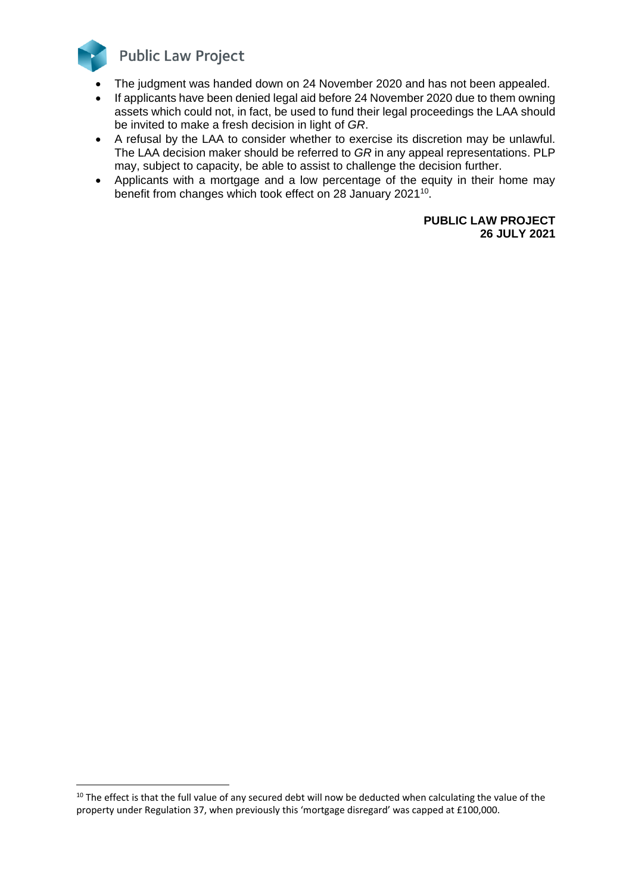- The judgment was handed down on 24 November 2020 and has not been appealed.
- If applicants have been denied legal aid before 24 November 2020 due to them owning assets which could not, in fact, be used to fund their legal proceedings the LAA should be invited to make a fresh decision in light of *GR*.
- A refusal by the LAA to consider whether to exercise its discretion may be unlawful. The LAA decision maker should be referred to *GR* in any appeal representations. PLP may, subject to capacity, be able to assist to challenge the decision further.
- Applicants with a mortgage and a low percentage of the equity in their home may benefit from changes which took effect on 28 January 2021[10].

**PUBLIC LAW PROJECT**
**26 JULY 2021**

---

[10] The effect is that the full value of any secured debt will now be deducted when calculating the value of the property under Regulation 37, when previously this 'mortgage disregard' was capped at £100,000.